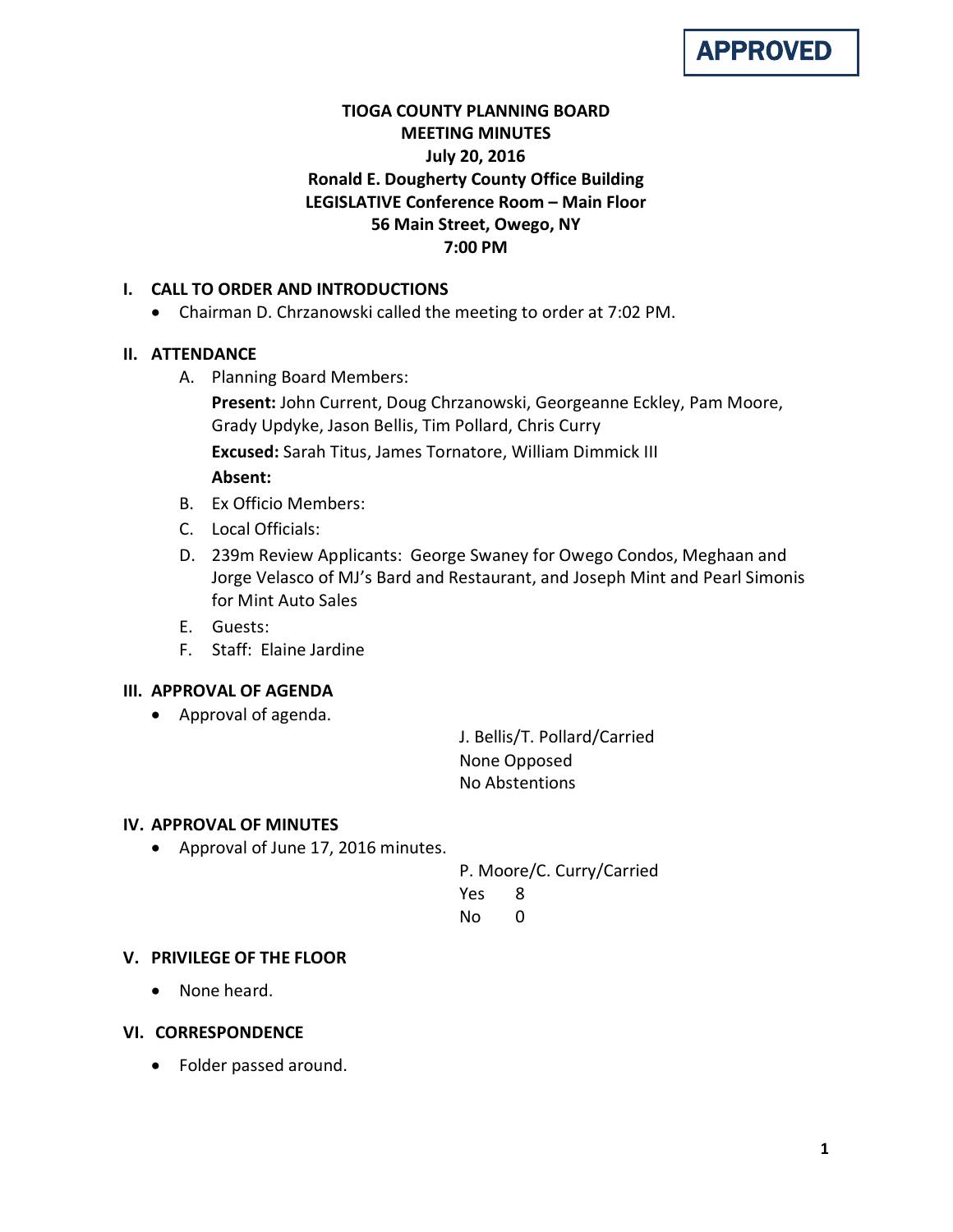**APPROVED**

# TIOGA COUNTY PLANNING BOARD
## MEETING MINUTES
## July 20, 2016
## Ronald E. Dougherty County Office Building
## LEGISLATIVE Conference Room – Main Floor
## 56 Main Street, Owego, NY
## 7:00 PM

### I. CALL TO ORDER AND INTRODUCTIONS

- Chairman D. Chrzanowski called the meeting to order at 7:02 PM.

### II. ATTENDANCE

A. Planning Board Members:

**Present:** John Current, Doug Chrzanowski, Georgeanne Eckley, Pam Moore, Grady Updyke, Jason Bellis, Tim Pollard, Chris Curry

**Excused:** Sarah Titus, James Tornatore, William Dimmick III

**Absent:**

B. Ex Officio Members:

C. Local Officials:

D. 239m Review Applicants: George Swaney for Owego Condos, Meghaan and Jorge Velasco of MJ's Bard and Restaurant, and Joseph Mint and Pearl Simonis for Mint Auto Sales

E. Guests:

F. Staff: Elaine Jardine

### III. APPROVAL OF AGENDA

- Approval of agenda.

J. Bellis/T. Pollard/Carried
None Opposed
No Abstentions

### IV. APPROVAL OF MINUTES

- Approval of June 17, 2016 minutes.

P. Moore/C. Curry/Carried
Yes 8
No 0

### V. PRIVILEGE OF THE FLOOR

- None heard.

### VI. CORRESPONDENCE

- Folder passed around.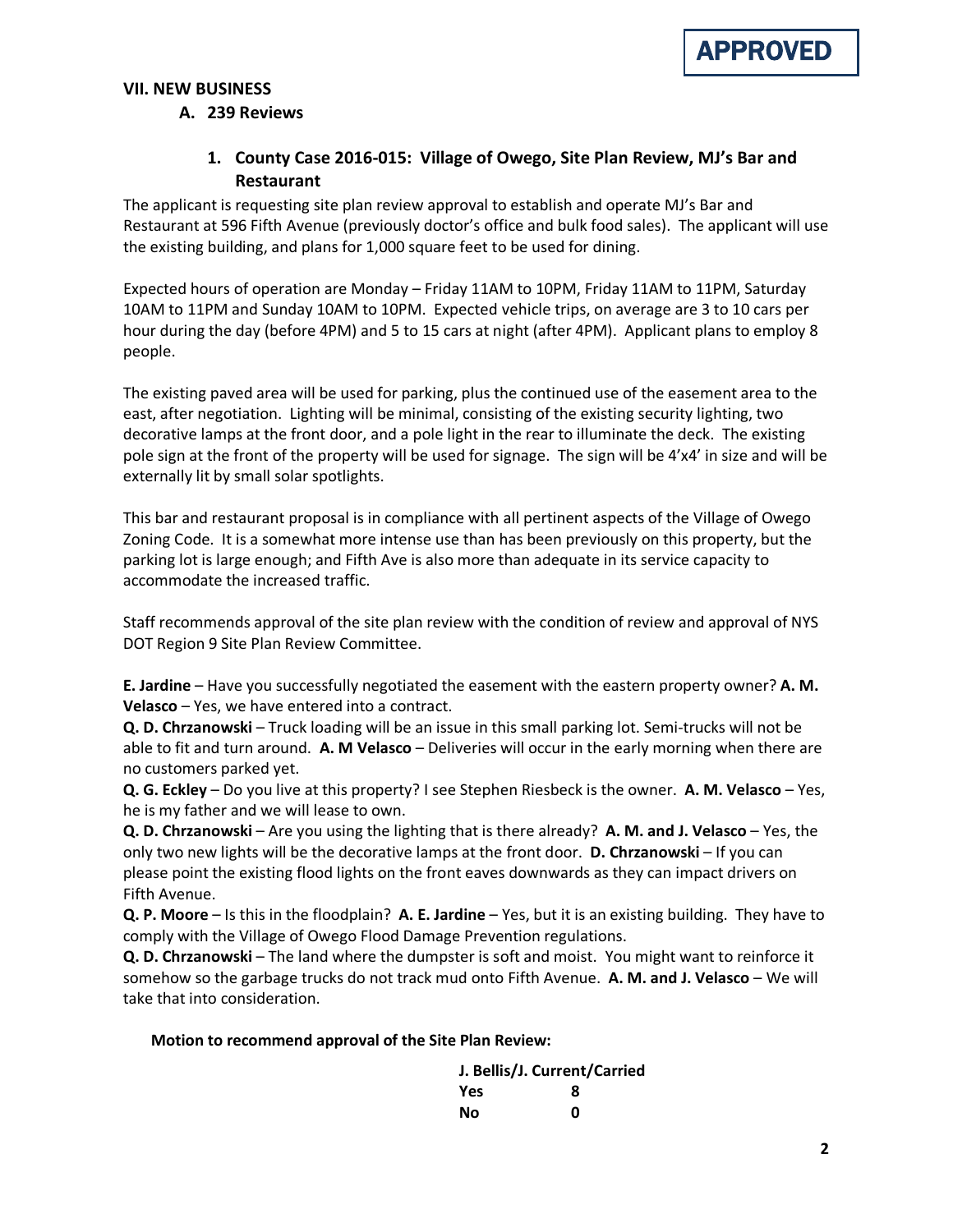**APPROVED**

## VII. NEW BUSINESS

### A. 239 Reviews

#### 1. County Case 2016-015: Village of Owego, Site Plan Review, MJ's Bar and Restaurant

The applicant is requesting site plan review approval to establish and operate MJ's Bar and Restaurant at 596 Fifth Avenue (previously doctor's office and bulk food sales). The applicant will use the existing building, and plans for 1,000 square feet to be used for dining.

Expected hours of operation are Monday – Friday 11AM to 10PM, Friday 11AM to 11PM, Saturday 10AM to 11PM and Sunday 10AM to 10PM. Expected vehicle trips, on average are 3 to 10 cars per hour during the day (before 4PM) and 5 to 15 cars at night (after 4PM). Applicant plans to employ 8 people.

The existing paved area will be used for parking, plus the continued use of the easement area to the east, after negotiation. Lighting will be minimal, consisting of the existing security lighting, two decorative lamps at the front door, and a pole light in the rear to illuminate the deck. The existing pole sign at the front of the property will be used for signage. The sign will be 4'x4' in size and will be externally lit by small solar spotlights.

This bar and restaurant proposal is in compliance with all pertinent aspects of the Village of Owego Zoning Code. It is a somewhat more intense use than has been previously on this property, but the parking lot is large enough; and Fifth Ave is also more than adequate in its service capacity to accommodate the increased traffic.

Staff recommends approval of the site plan review with the condition of review and approval of NYS DOT Region 9 Site Plan Review Committee.

**E. Jardine** – Have you successfully negotiated the easement with the eastern property owner? **A. M. Velasco** – Yes, we have entered into a contract.

**Q. D. Chrzanowski** – Truck loading will be an issue in this small parking lot. Semi-trucks will not be able to fit and turn around. **A. M Velasco** – Deliveries will occur in the early morning when there are no customers parked yet.

**Q. G. Eckley** – Do you live at this property? I see Stephen Riesbeck is the owner. **A. M. Velasco** – Yes, he is my father and we will lease to own.

**Q. D. Chrzanowski** – Are you using the lighting that is there already? **A. M. and J. Velasco** – Yes, the only two new lights will be the decorative lamps at the front door. **D. Chrzanowski** – If you can please point the existing flood lights on the front eaves downwards as they can impact drivers on Fifth Avenue.

**Q. P. Moore** – Is this in the floodplain? **A. E. Jardine** – Yes, but it is an existing building. They have to comply with the Village of Owego Flood Damage Prevention regulations.

**Q. D. Chrzanowski** – The land where the dumpster is soft and moist. You might want to reinforce it somehow so the garbage trucks do not track mud onto Fifth Avenue. **A. M. and J. Velasco** – We will take that into consideration.

**Motion to recommend approval of the Site Plan Review:**

**J. Bellis/J. Current/Carried**

| | |
|---|---|
| **Yes** | **8** |
| **No** | **0** |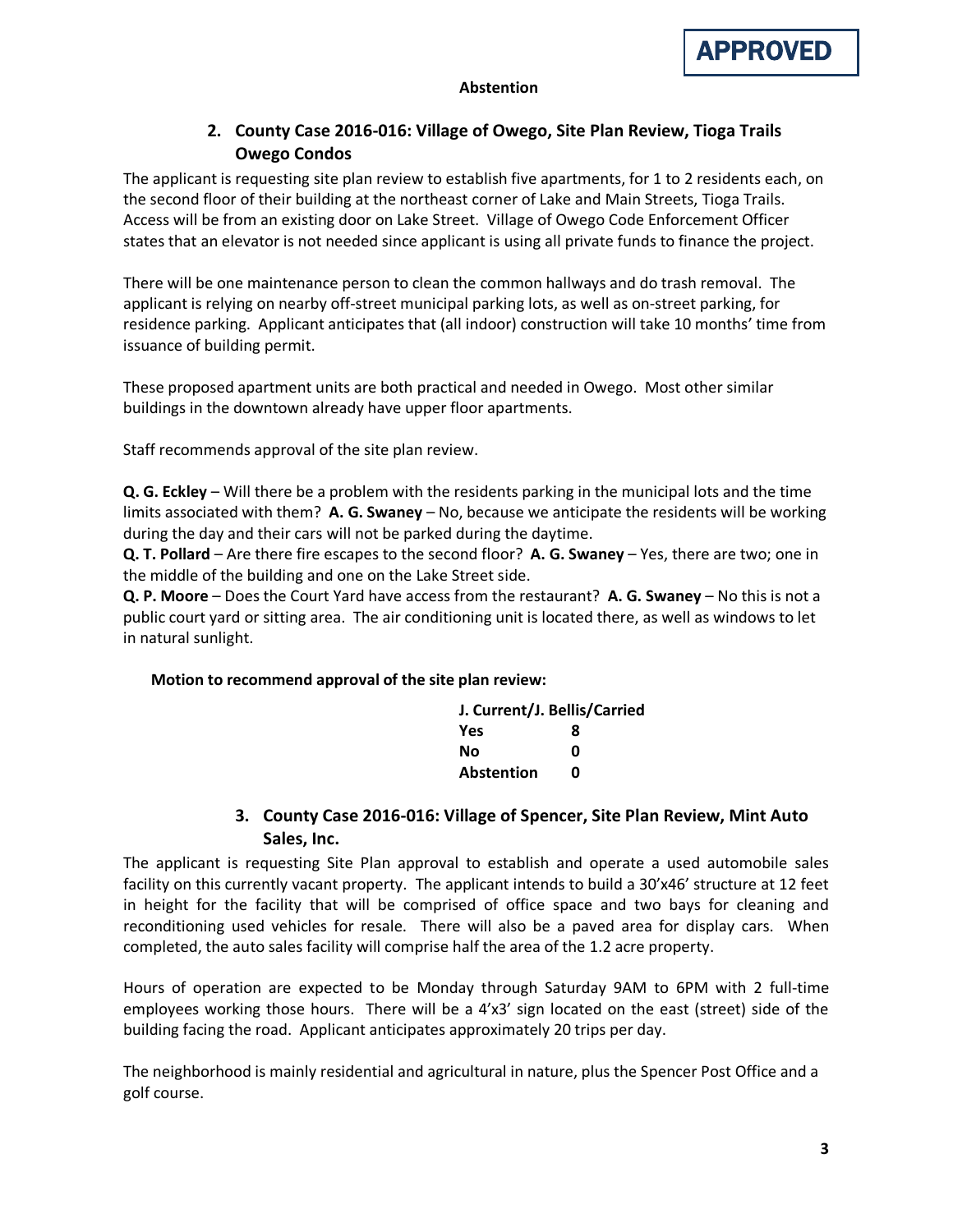**APPROVED**

**Abstention**

2. **County Case 2016-016: Village of Owego, Site Plan Review, Tioga Trails Owego Condos**

The applicant is requesting site plan review to establish five apartments, for 1 to 2 residents each, on the second floor of their building at the northeast corner of Lake and Main Streets, Tioga Trails. Access will be from an existing door on Lake Street. Village of Owego Code Enforcement Officer states that an elevator is not needed since applicant is using all private funds to finance the project.

There will be one maintenance person to clean the common hallways and do trash removal. The applicant is relying on nearby off-street municipal parking lots, as well as on-street parking, for residence parking. Applicant anticipates that (all indoor) construction will take 10 months' time from issuance of building permit.

These proposed apartment units are both practical and needed in Owego. Most other similar buildings in the downtown already have upper floor apartments.

Staff recommends approval of the site plan review.

**Q. G. Eckley** – Will there be a problem with the residents parking in the municipal lots and the time limits associated with them? **A. G. Swaney** – No, because we anticipate the residents will be working during the day and their cars will not be parked during the daytime.
**Q. T. Pollard** – Are there fire escapes to the second floor? **A. G. Swaney** – Yes, there are two; one in the middle of the building and one on the Lake Street side.
**Q. P. Moore** – Does the Court Yard have access from the restaurant? **A. G. Swaney** – No this is not a public court yard or sitting area. The air conditioning unit is located there, as well as windows to let in natural sunlight.

**Motion to recommend approval of the site plan review:**

**J. Current/J. Bellis/Carried**

| | |
|---|---|
| **Yes** | **8** |
| **No** | **0** |
| **Abstention** | **0** |

3. **County Case 2016-016: Village of Spencer, Site Plan Review, Mint Auto Sales, Inc.**

The applicant is requesting Site Plan approval to establish and operate a used automobile sales facility on this currently vacant property. The applicant intends to build a 30'x46' structure at 12 feet in height for the facility that will be comprised of office space and two bays for cleaning and reconditioning used vehicles for resale. There will also be a paved area for display cars. When completed, the auto sales facility will comprise half the area of the 1.2 acre property.

Hours of operation are expected to be Monday through Saturday 9AM to 6PM with 2 full-time employees working those hours. There will be a 4'x3' sign located on the east (street) side of the building facing the road. Applicant anticipates approximately 20 trips per day.

The neighborhood is mainly residential and agricultural in nature, plus the Spencer Post Office and a golf course.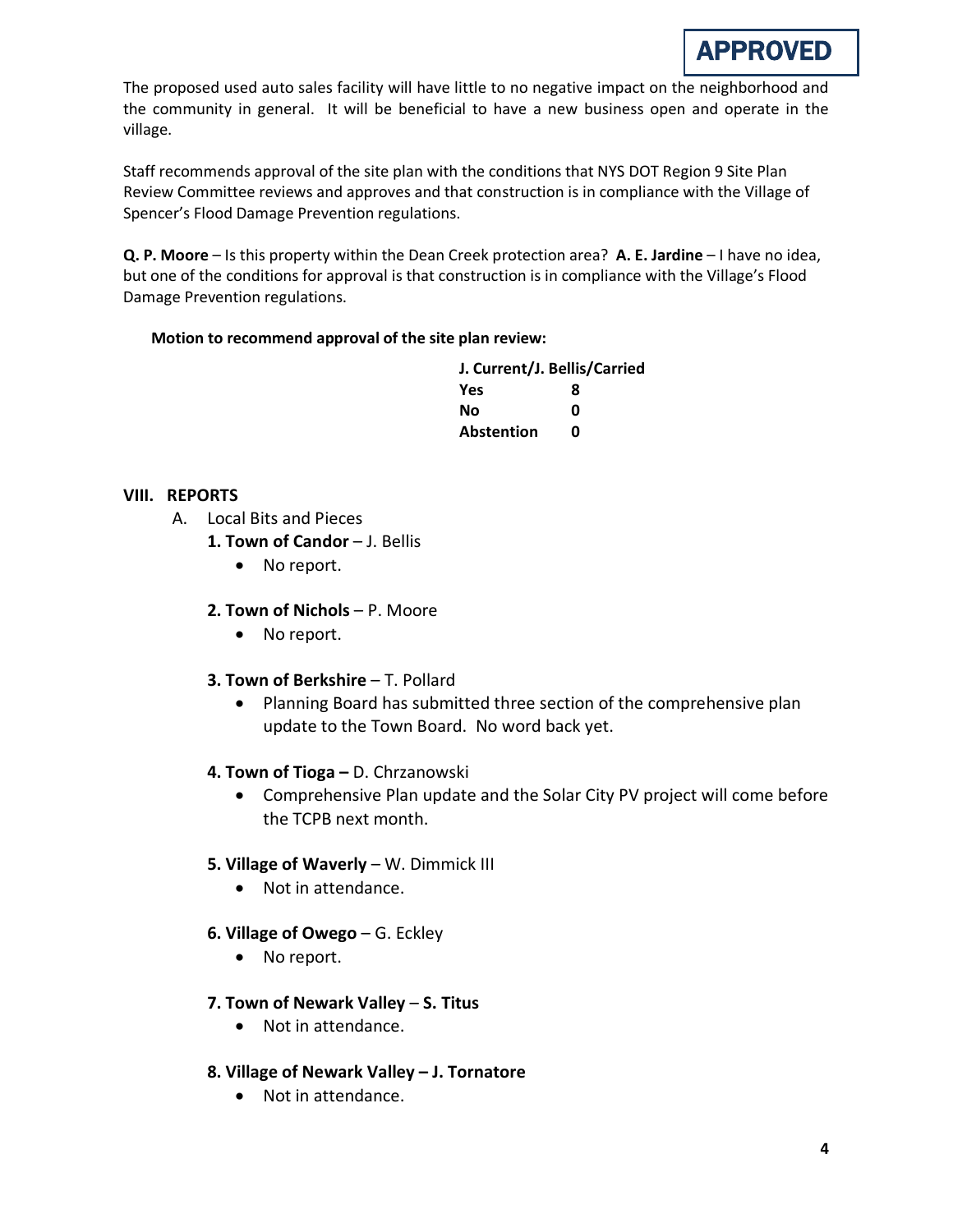**APPROVED**

The proposed used auto sales facility will have little to no negative impact on the neighborhood and the community in general. It will be beneficial to have a new business open and operate in the village.

Staff recommends approval of the site plan with the conditions that NYS DOT Region 9 Site Plan Review Committee reviews and approves and that construction is in compliance with the Village of Spencer's Flood Damage Prevention regulations.

**Q. P. Moore** – Is this property within the Dean Creek protection area? **A. E. Jardine** – I have no idea, but one of the conditions for approval is that construction is in compliance with the Village's Flood Damage Prevention regulations.

**Motion to recommend approval of the site plan review:**

**J. Current/J. Bellis/Carried**

| | |
|---|---|
| **Yes** | **8** |
| **No** | **0** |
| **Abstention** | **0** |

## VIII. REPORTS

A. Local Bits and Pieces

**1. Town of Candor** – J. Bellis

- No report.

**2. Town of Nichols** – P. Moore

- No report.

**3. Town of Berkshire** – T. Pollard

- Planning Board has submitted three section of the comprehensive plan update to the Town Board. No word back yet.

**4. Town of Tioga –** D. Chrzanowski

- Comprehensive Plan update and the Solar City PV project will come before the TCPB next month.

**5. Village of Waverly** – W. Dimmick III

- Not in attendance.

**6. Village of Owego** – G. Eckley

- No report.

**7. Town of Newark Valley** – **S. Titus**

- Not in attendance.

**8. Village of Newark Valley – J. Tornatore**

- Not in attendance.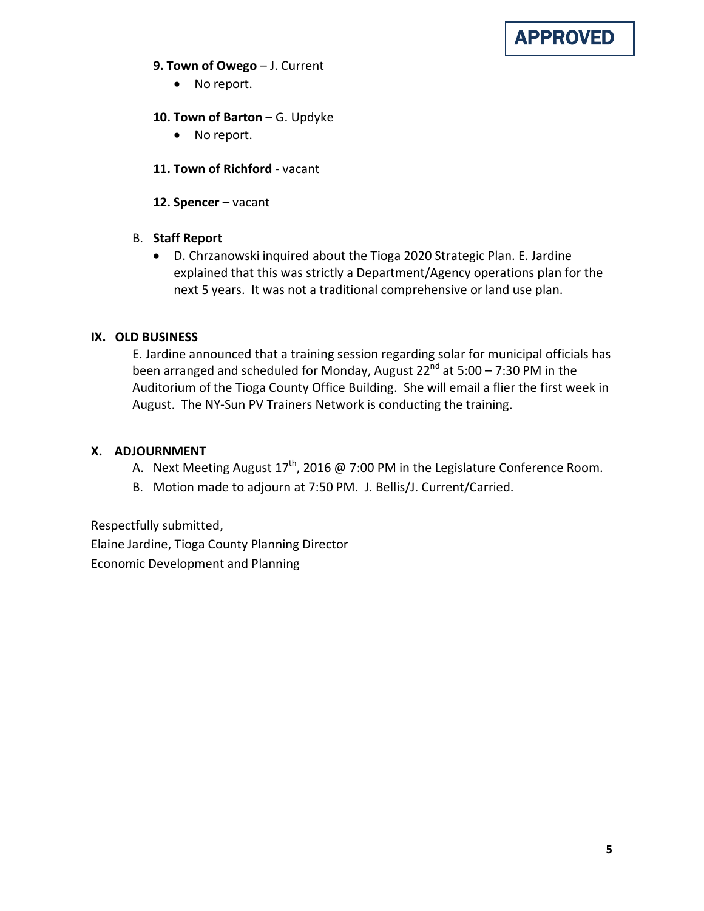**APPROVED**

**9. Town of Owego** – J. Current

- No report.

**10. Town of Barton** – G. Updyke

- No report.

**11. Town of Richford** - vacant

**12. Spencer** – vacant

B. **Staff Report**

- D. Chrzanowski inquired about the Tioga 2020 Strategic Plan. E. Jardine explained that this was strictly a Department/Agency operations plan for the next 5 years. It was not a traditional comprehensive or land use plan.

## IX. OLD BUSINESS

E. Jardine announced that a training session regarding solar for municipal officials has been arranged and scheduled for Monday, August 22nd at 5:00 – 7:30 PM in the Auditorium of the Tioga County Office Building. She will email a flier the first week in August. The NY-Sun PV Trainers Network is conducting the training.

## X. ADJOURNMENT

A. Next Meeting August 17th, 2016 @ 7:00 PM in the Legislature Conference Room.

B. Motion made to adjourn at 7:50 PM. J. Bellis/J. Current/Carried.

Respectfully submitted,

Elaine Jardine, Tioga County Planning Director

Economic Development and Planning